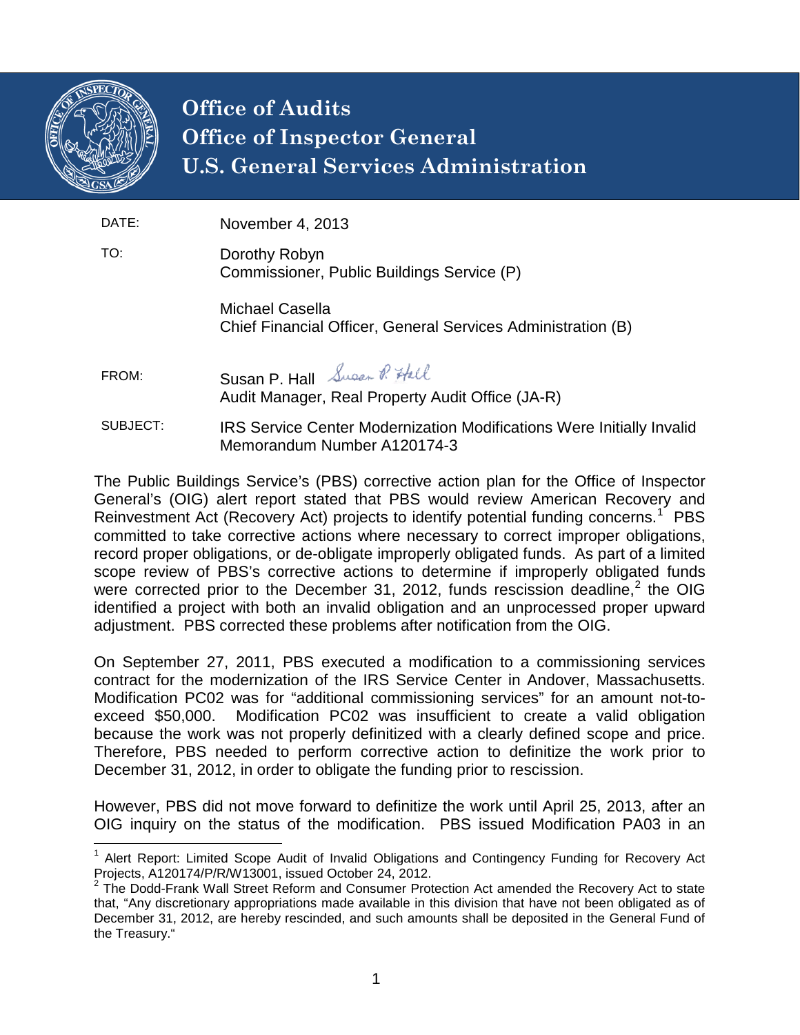# Office of Audits
# Office of Inspector General
# U.S. General Services Administration

| | |
|---|---|
| DATE: | November 4, 2013 |
| TO: | Dorothy Robyn<br>Commissioner, Public Buildings Service (P)<br><br>Michael Casella<br>Chief Financial Officer, General Services Administration (B) |
| FROM: | Susan P. Hall<br>Audit Manager, Real Property Audit Office (JA-R) |
| SUBJECT: | IRS Service Center Modernization Modifications Were Initially Invalid<br>Memorandum Number A120174-3 |

The Public Buildings Service's (PBS) corrective action plan for the Office of Inspector General's (OIG) alert report stated that PBS would review American Recovery and Reinvestment Act (Recovery Act) projects to identify potential funding concerns.[1] PBS committed to take corrective actions where necessary to correct improper obligations, record proper obligations, or de-obligate improperly obligated funds. As part of a limited scope review of PBS's corrective actions to determine if improperly obligated funds were corrected prior to the December 31, 2012, funds rescission deadline,[2] the OIG identified a project with both an invalid obligation and an unprocessed proper upward adjustment. PBS corrected these problems after notification from the OIG.

On September 27, 2011, PBS executed a modification to a commissioning services contract for the modernization of the IRS Service Center in Andover, Massachusetts. Modification PC02 was for "additional commissioning services" for an amount not-to-exceed $50,000. Modification PC02 was insufficient to create a valid obligation because the work was not properly definitized with a clearly defined scope and price. Therefore, PBS needed to perform corrective action to definitize the work prior to December 31, 2012, in order to obligate the funding prior to rescission.

However, PBS did not move forward to definitize the work until April 25, 2013, after an OIG inquiry on the status of the modification. PBS issued Modification PA03 in an

---

[1] Alert Report: Limited Scope Audit of Invalid Obligations and Contingency Funding for Recovery Act Projects, A120174/P/R/W13001, issued October 24, 2012.

[2] The Dodd-Frank Wall Street Reform and Consumer Protection Act amended the Recovery Act to state that, "Any discretionary appropriations made available in this division that have not been obligated as of December 31, 2012, are hereby rescinded, and such amounts shall be deposited in the General Fund of the Treasury."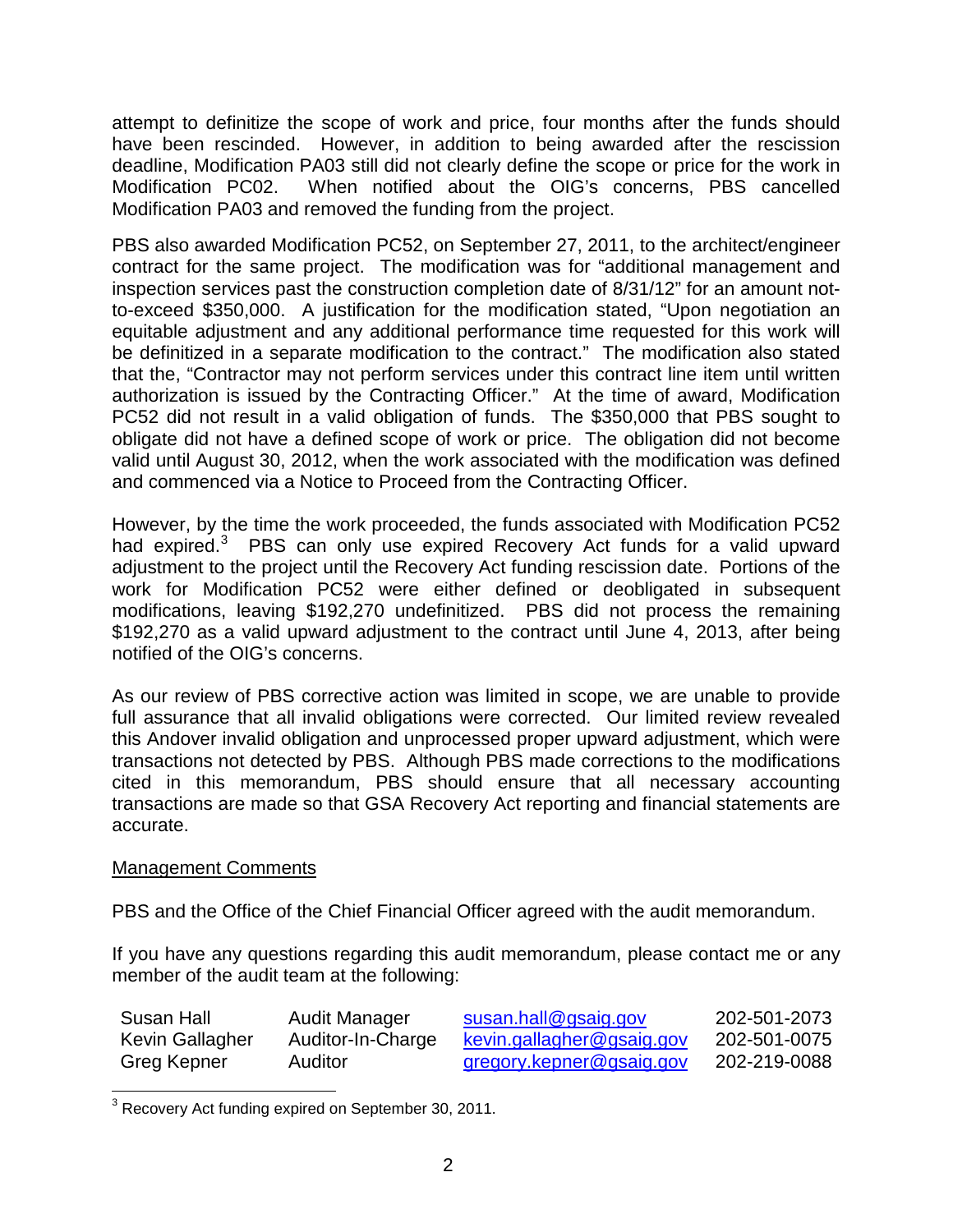attempt to definitize the scope of work and price, four months after the funds should have been rescinded. However, in addition to being awarded after the rescission deadline, Modification PA03 still did not clearly define the scope or price for the work in Modification PC02. When notified about the OIG's concerns, PBS cancelled Modification PA03 and removed the funding from the project.

PBS also awarded Modification PC52, on September 27, 2011, to the architect/engineer contract for the same project. The modification was for "additional management and inspection services past the construction completion date of 8/31/12" for an amount not-to-exceed $350,000. A justification for the modification stated, "Upon negotiation an equitable adjustment and any additional performance time requested for this work will be definitized in a separate modification to the contract." The modification also stated that the, "Contractor may not perform services under this contract line item until written authorization is issued by the Contracting Officer." At the time of award, Modification PC52 did not result in a valid obligation of funds. The $350,000 that PBS sought to obligate did not have a defined scope of work or price. The obligation did not become valid until August 30, 2012, when the work associated with the modification was defined and commenced via a Notice to Proceed from the Contracting Officer.

However, by the time the work proceeded, the funds associated with Modification PC52 had expired.[3] PBS can only use expired Recovery Act funds for a valid upward adjustment to the project until the Recovery Act funding rescission date. Portions of the work for Modification PC52 were either defined or deobligated in subsequent modifications, leaving $192,270 undefinitized. PBS did not process the remaining $192,270 as a valid upward adjustment to the contract until June 4, 2013, after being notified of the OIG's concerns.

As our review of PBS corrective action was limited in scope, we are unable to provide full assurance that all invalid obligations were corrected. Our limited review revealed this Andover invalid obligation and unprocessed proper upward adjustment, which were transactions not detected by PBS. Although PBS made corrections to the modifications cited in this memorandum, PBS should ensure that all necessary accounting transactions are made so that GSA Recovery Act reporting and financial statements are accurate.

<u>Management Comments</u>

PBS and the Office of the Chief Financial Officer agreed with the audit memorandum.

If you have any questions regarding this audit memorandum, please contact me or any member of the audit team at the following:

| | | | |
|---|---|---|---|
| Susan Hall | Audit Manager | susan.hall@gsaig.gov | 202-501-2073 |
| Kevin Gallagher | Auditor-In-Charge | kevin.gallagher@gsaig.gov | 202-501-0075 |
| Greg Kepner | Auditor | gregory.kepner@gsaig.gov | 202-219-0088 |

[3] Recovery Act funding expired on September 30, 2011.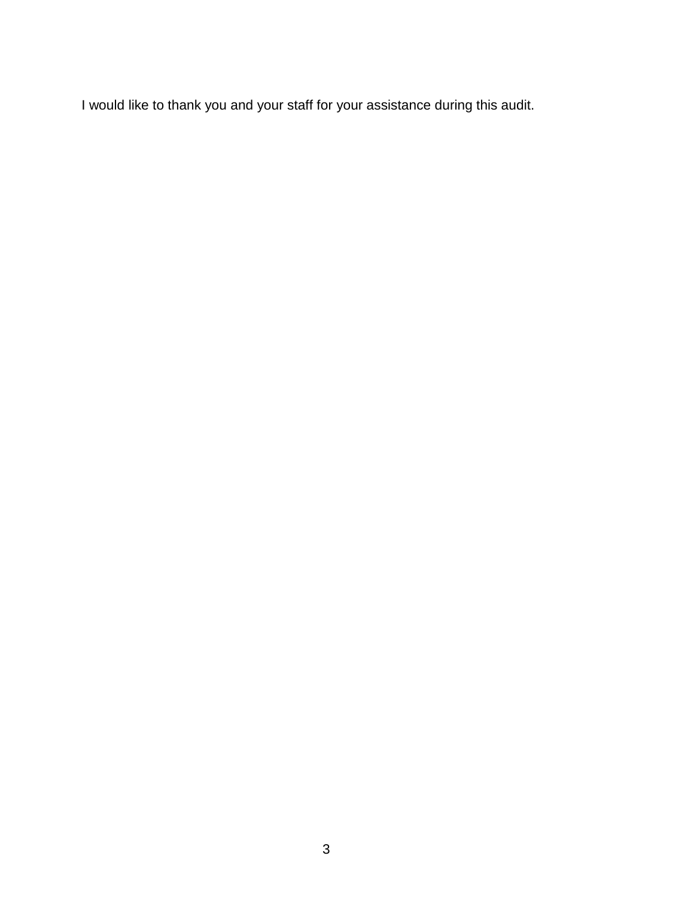I would like to thank you and your staff for your assistance during this audit.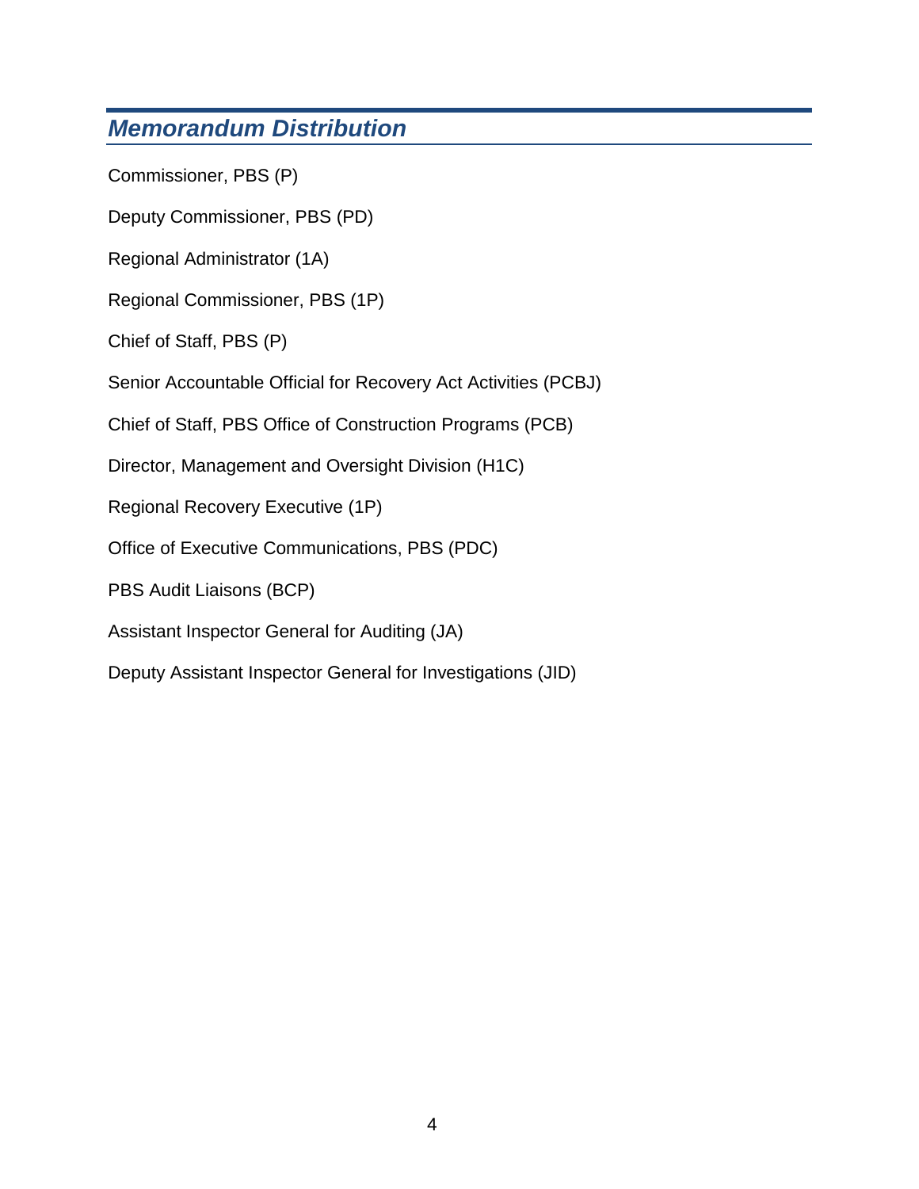## *Memorandum Distribution*

Commissioner, PBS (P)

Deputy Commissioner, PBS (PD)

Regional Administrator (1A)

Regional Commissioner, PBS (1P)

Chief of Staff, PBS (P)

Senior Accountable Official for Recovery Act Activities (PCBJ)

Chief of Staff, PBS Office of Construction Programs (PCB)

Director, Management and Oversight Division (H1C)

Regional Recovery Executive (1P)

Office of Executive Communications, PBS (PDC)

PBS Audit Liaisons (BCP)

Assistant Inspector General for Auditing (JA)

Deputy Assistant Inspector General for Investigations (JID)